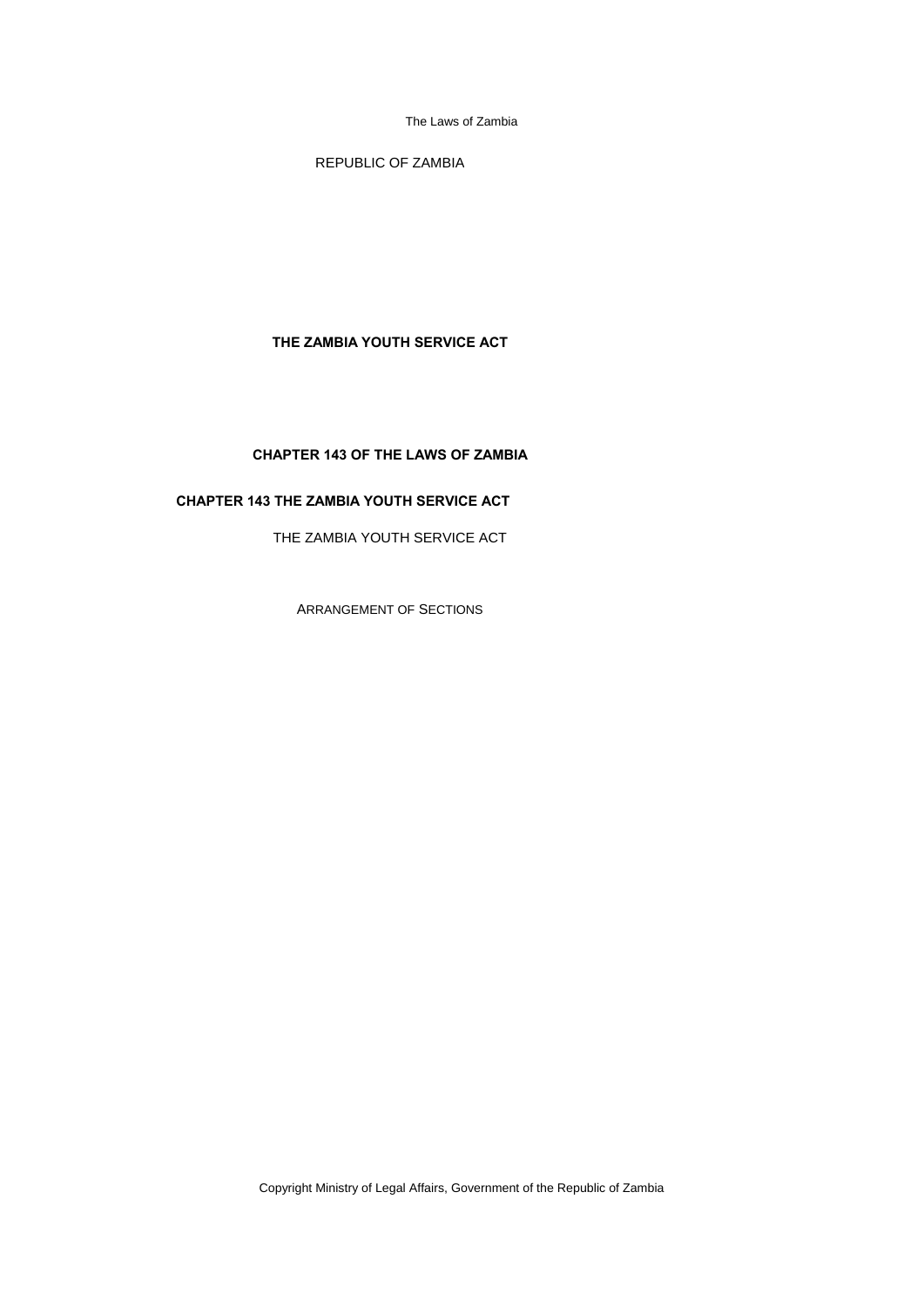REPUBLIC OF ZAMBIA

# THE ZAMBIA YOUTH SERVICE ACT

## CHAPTER 143 OF THE LAWS OF ZAMBIA

## CHAPTER 143 THE ZAMBIA YOUTH SERVICE ACT

THE ZAMBIA YOUTH SERVICE ACT

ARRANGEMENT OF SECTIONS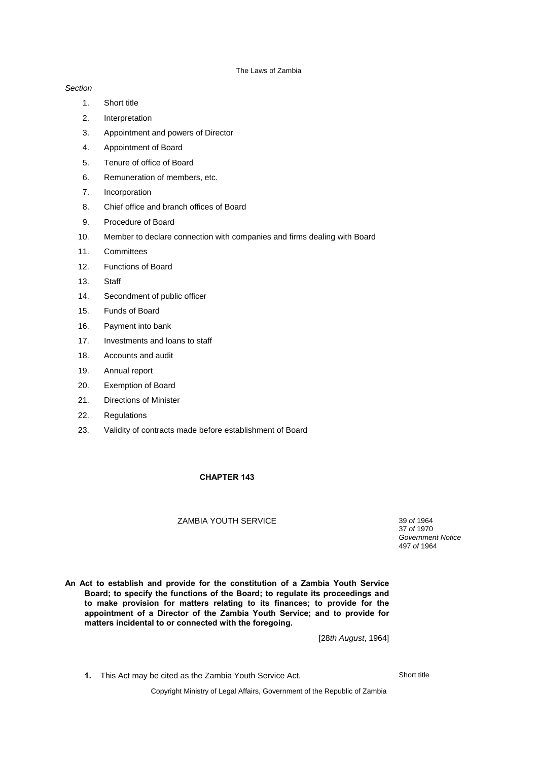*Section*

1. Short title
2. Interpretation
3. Appointment and powers of Director
4. Appointment of Board
5. Tenure of office of Board
6. Remuneration of members, etc.
7. Incorporation
8. Chief office and branch offices of Board
9. Procedure of Board
10. Member to declare connection with companies and firms dealing with Board
11. Committees
12. Functions of Board
13. Staff
14. Secondment of public officer
15. Funds of Board
16. Payment into bank
17. Investments and loans to staff
18. Accounts and audit
19. Annual report
20. Exemption of Board
21. Directions of Minister
22. Regulations
23. Validity of contracts made before establishment of Board

**CHAPTER 143**

ZAMBIA YOUTH SERVICE

39 *of* 1964
37 *of* 1970
*Government Notice*
497 *of* 1964

**An Act to establish and provide for the constitution of a Zambia Youth Service Board; to specify the functions of the Board; to regulate its proceedings and to make provision for matters relating to its finances; to provide for the appointment of a Director of the Zambia Youth Service; and to provide for matters incidental to or connected with the foregoing.**

[28*th August*, 1964]

**1.** This Act may be cited as the Zambia Youth Service Act.

Short title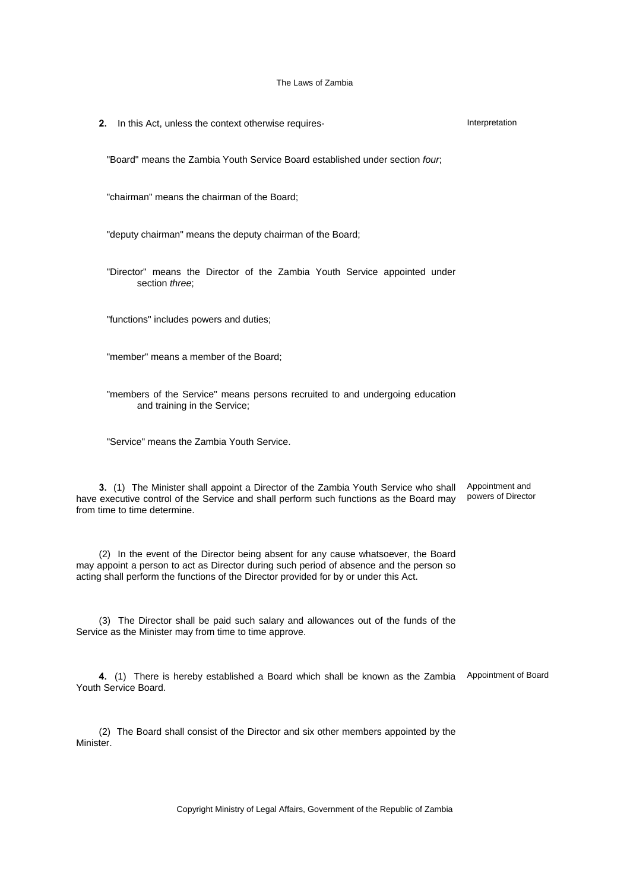**2.** In this Act, unless the context otherwise requires-

*Interpretation*

"Board" means the Zambia Youth Service Board established under section *four*;

"chairman" means the chairman of the Board;

"deputy chairman" means the deputy chairman of the Board;

"Director" means the Director of the Zambia Youth Service appointed under section *three*;

"functions" includes powers and duties;

"member" means a member of the Board;

"members of the Service" means persons recruited to and undergoing education and training in the Service;

"Service" means the Zambia Youth Service.

*Appointment and powers of Director*

**3.** (1) The Minister shall appoint a Director of the Zambia Youth Service who shall have executive control of the Service and shall perform such functions as the Board may from time to time determine.

(2) In the event of the Director being absent for any cause whatsoever, the Board may appoint a person to act as Director during such period of absence and the person so acting shall perform the functions of the Director provided for by or under this Act.

(3) The Director shall be paid such salary and allowances out of the funds of the Service as the Minister may from time to time approve.

*Appointment of Board*

**4.** (1) There is hereby established a Board which shall be known as the Zambia Youth Service Board.

(2) The Board shall consist of the Director and six other members appointed by the Minister.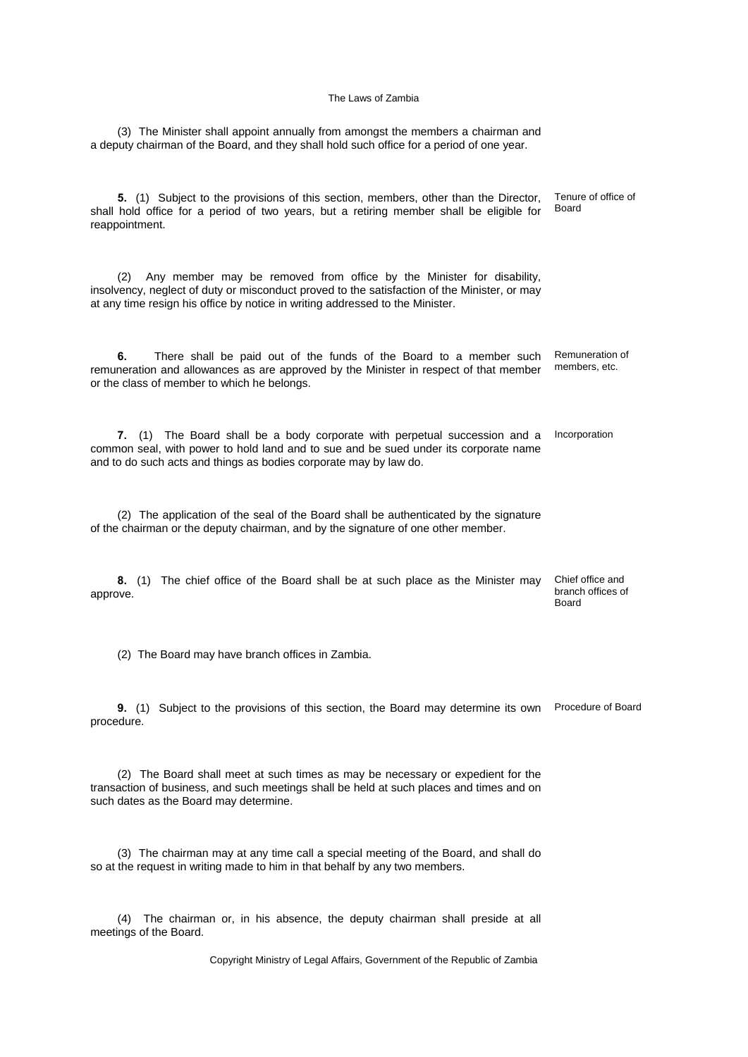(3) The Minister shall appoint annually from amongst the members a chairman and a deputy chairman of the Board, and they shall hold such office for a period of one year.

**5.** (1) Subject to the provisions of this section, members, other than the Director, shall hold office for a period of two years, but a retiring member shall be eligible for reappointment.

*Tenure of office of Board*

(2) Any member may be removed from office by the Minister for disability, insolvency, neglect of duty or misconduct proved to the satisfaction of the Minister, or may at any time resign his office by notice in writing addressed to the Minister.

**6.** There shall be paid out of the funds of the Board to a member such remuneration and allowances as are approved by the Minister in respect of that member or the class of member to which he belongs.

*Remuneration of members, etc.*

**7.** (1) The Board shall be a body corporate with perpetual succession and a common seal, with power to hold land and to sue and be sued under its corporate name and to do such acts and things as bodies corporate may by law do.

*Incorporation*

(2) The application of the seal of the Board shall be authenticated by the signature of the chairman or the deputy chairman, and by the signature of one other member.

**8.** (1) The chief office of the Board shall be at such place as the Minister may approve.

*Chief office and branch offices of Board*

(2) The Board may have branch offices in Zambia.

**9.** (1) Subject to the provisions of this section, the Board may determine its own procedure.

*Procedure of Board*

(2) The Board shall meet at such times as may be necessary or expedient for the transaction of business, and such meetings shall be held at such places and times and on such dates as the Board may determine.

(3) The chairman may at any time call a special meeting of the Board, and shall do so at the request in writing made to him in that behalf by any two members.

(4) The chairman or, in his absence, the deputy chairman shall preside at all meetings of the Board.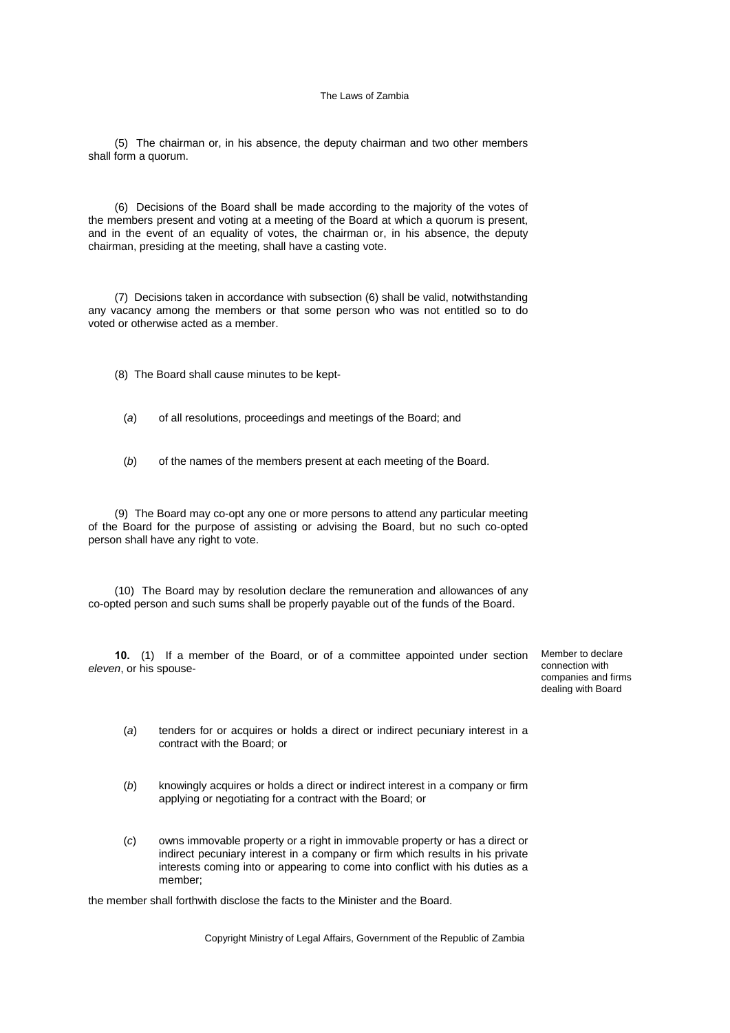(5) The chairman or, in his absence, the deputy chairman and two other members shall form a quorum.

(6) Decisions of the Board shall be made according to the majority of the votes of the members present and voting at a meeting of the Board at which a quorum is present, and in the event of an equality of votes, the chairman or, in his absence, the deputy chairman, presiding at the meeting, shall have a casting vote.

(7) Decisions taken in accordance with subsection (6) shall be valid, notwithstanding any vacancy among the members or that some person who was not entitled so to do voted or otherwise acted as a member.

(8) The Board shall cause minutes to be kept-

(*a*) of all resolutions, proceedings and meetings of the Board; and

(*b*) of the names of the members present at each meeting of the Board.

(9) The Board may co-opt any one or more persons to attend any particular meeting of the Board for the purpose of assisting or advising the Board, but no such co-opted person shall have any right to vote.

(10) The Board may by resolution declare the remuneration and allowances of any co-opted person and such sums shall be properly payable out of the funds of the Board.

Member to declare connection with companies and firms dealing with Board

**10.** (1) If a member of the Board, or of a committee appointed under section *eleven*, or his spouse-

(*a*) tenders for or acquires or holds a direct or indirect pecuniary interest in a contract with the Board; or

(*b*) knowingly acquires or holds a direct or indirect interest in a company or firm applying or negotiating for a contract with the Board; or

(*c*) owns immovable property or a right in immovable property or has a direct or indirect pecuniary interest in a company or firm which results in his private interests coming into or appearing to come into conflict with his duties as a member;

the member shall forthwith disclose the facts to the Minister and the Board.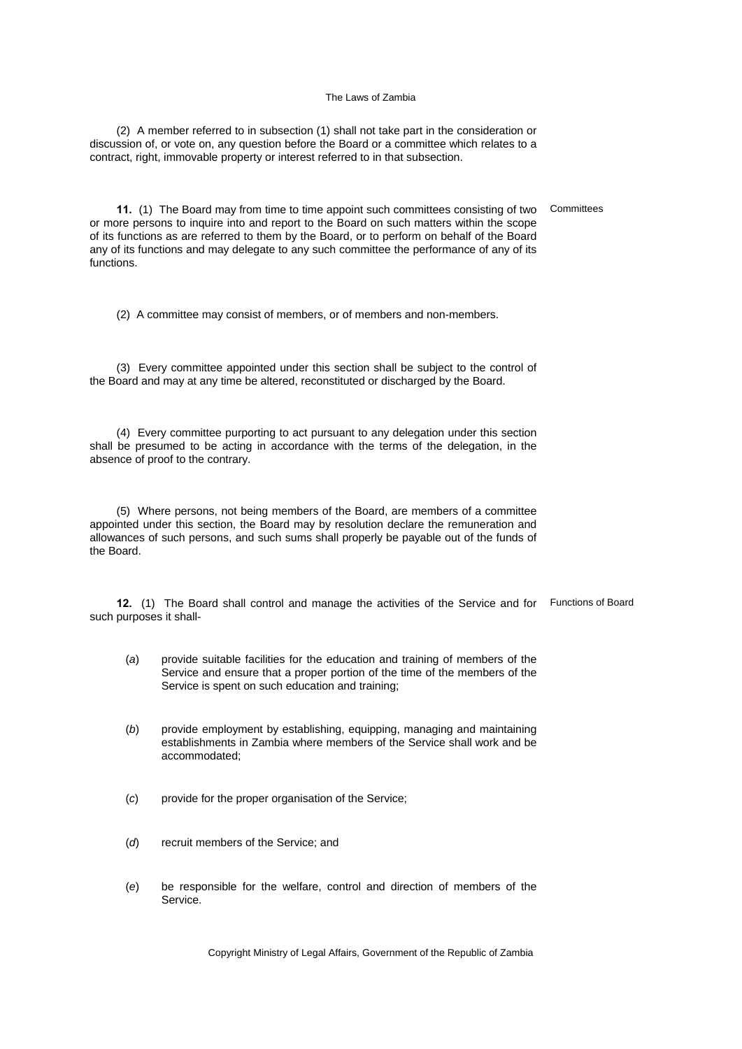(2) A member referred to in subsection (1) shall not take part in the consideration or discussion of, or vote on, any question before the Board or a committee which relates to a contract, right, immovable property or interest referred to in that subsection.

Committees

**11.** (1) The Board may from time to time appoint such committees consisting of two or more persons to inquire into and report to the Board on such matters within the scope of its functions as are referred to them by the Board, or to perform on behalf of the Board any of its functions and may delegate to any such committee the performance of any of its functions.

(2) A committee may consist of members, or of members and non-members.

(3) Every committee appointed under this section shall be subject to the control of the Board and may at any time be altered, reconstituted or discharged by the Board.

(4) Every committee purporting to act pursuant to any delegation under this section shall be presumed to be acting in accordance with the terms of the delegation, in the absence of proof to the contrary.

(5) Where persons, not being members of the Board, are members of a committee appointed under this section, the Board may by resolution declare the remuneration and allowances of such persons, and such sums shall properly be payable out of the funds of the Board.

Functions of Board

**12.** (1) The Board shall control and manage the activities of the Service and for such purposes it shall-

(*a*) provide suitable facilities for the education and training of members of the Service and ensure that a proper portion of the time of the members of the Service is spent on such education and training;

(*b*) provide employment by establishing, equipping, managing and maintaining establishments in Zambia where members of the Service shall work and be accommodated;

(*c*) provide for the proper organisation of the Service;

(*d*) recruit members of the Service; and

(*e*) be responsible for the welfare, control and direction of members of the Service.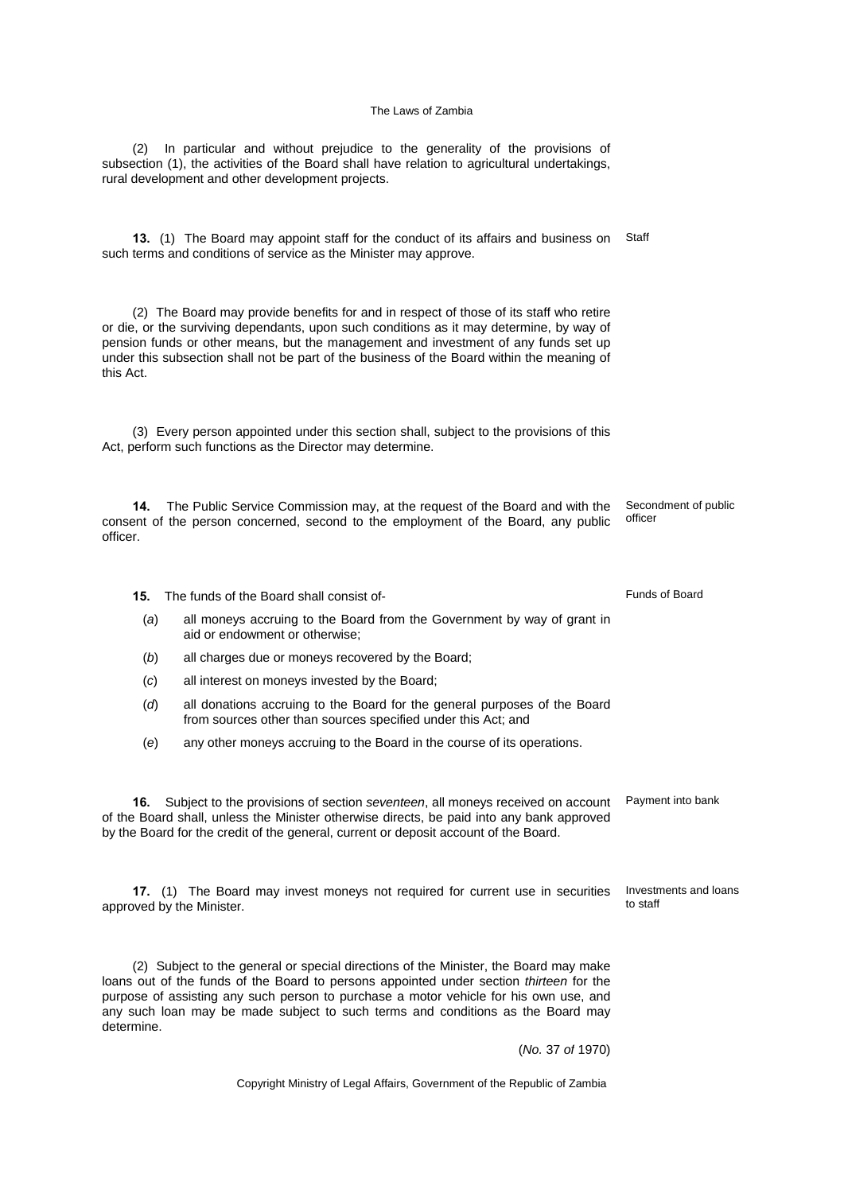(2) In particular and without prejudice to the generality of the provisions of subsection (1), the activities of the Board shall have relation to agricultural undertakings, rural development and other development projects.

**13.** (1) The Board may appoint staff for the conduct of its affairs and business on such terms and conditions of service as the Minister may approve.

Staff

(2) The Board may provide benefits for and in respect of those of its staff who retire or die, or the surviving dependants, upon such conditions as it may determine, by way of pension funds or other means, but the management and investment of any funds set up under this subsection shall not be part of the business of the Board within the meaning of this Act.

(3) Every person appointed under this section shall, subject to the provisions of this Act, perform such functions as the Director may determine.

**14.** The Public Service Commission may, at the request of the Board and with the consent of the person concerned, second to the employment of the Board, any public officer.

Secondment of public officer

**15.** The funds of the Board shall consist of-

Funds of Board

(*a*) all moneys accruing to the Board from the Government by way of grant in aid or endowment or otherwise;

(*b*) all charges due or moneys recovered by the Board;

(*c*) all interest on moneys invested by the Board;

(*d*) all donations accruing to the Board for the general purposes of the Board from sources other than sources specified under this Act; and

(*e*) any other moneys accruing to the Board in the course of its operations.

**16.** Subject to the provisions of section *seventeen*, all moneys received on account of the Board shall, unless the Minister otherwise directs, be paid into any bank approved by the Board for the credit of the general, current or deposit account of the Board.

Payment into bank

**17.** (1) The Board may invest moneys not required for current use in securities approved by the Minister.

Investments and loans to staff

(2) Subject to the general or special directions of the Minister, the Board may make loans out of the funds of the Board to persons appointed under section *thirteen* for the purpose of assisting any such person to purchase a motor vehicle for his own use, and any such loan may be made subject to such terms and conditions as the Board may determine.

(*No.* 37 *of* 1970)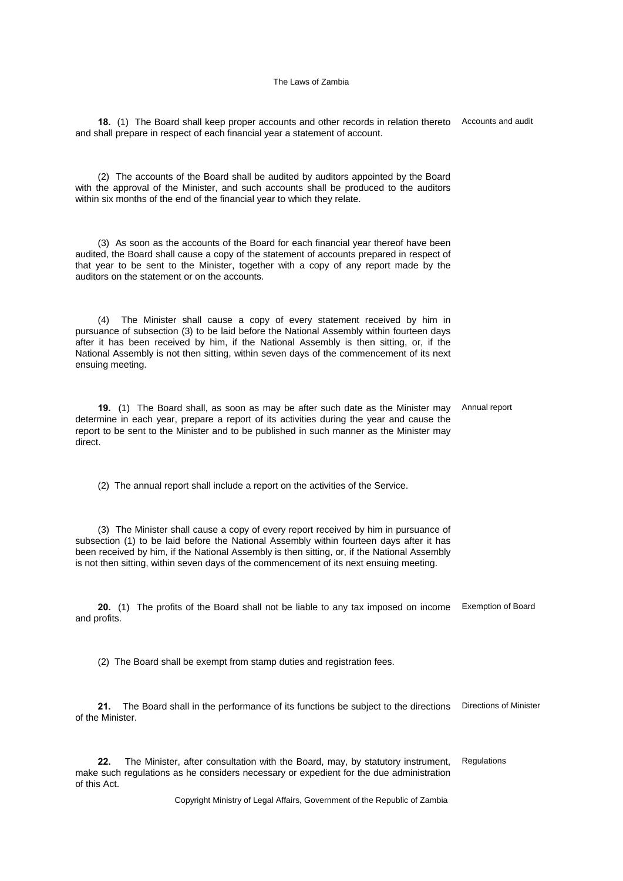**18.** (1) The Board shall keep proper accounts and other records in relation thereto and shall prepare in respect of each financial year a statement of account.

Accounts and audit

(2) The accounts of the Board shall be audited by auditors appointed by the Board with the approval of the Minister, and such accounts shall be produced to the auditors within six months of the end of the financial year to which they relate.

(3) As soon as the accounts of the Board for each financial year thereof have been audited, the Board shall cause a copy of the statement of accounts prepared in respect of that year to be sent to the Minister, together with a copy of any report made by the auditors on the statement or on the accounts.

(4) The Minister shall cause a copy of every statement received by him in pursuance of subsection (3) to be laid before the National Assembly within fourteen days after it has been received by him, if the National Assembly is then sitting, or, if the National Assembly is not then sitting, within seven days of the commencement of its next ensuing meeting.

**19.** (1) The Board shall, as soon as may be after such date as the Minister may determine in each year, prepare a report of its activities during the year and cause the report to be sent to the Minister and to be published in such manner as the Minister may direct.

Annual report

(2) The annual report shall include a report on the activities of the Service.

(3) The Minister shall cause a copy of every report received by him in pursuance of subsection (1) to be laid before the National Assembly within fourteen days after it has been received by him, if the National Assembly is then sitting, or, if the National Assembly is not then sitting, within seven days of the commencement of its next ensuing meeting.

**20.** (1) The profits of the Board shall not be liable to any tax imposed on income and profits.

Exemption of Board

(2) The Board shall be exempt from stamp duties and registration fees.

**21.** The Board shall in the performance of its functions be subject to the directions of the Minister.

Directions of Minister

**22.** The Minister, after consultation with the Board, may, by statutory instrument, make such regulations as he considers necessary or expedient for the due administration of this Act.

Regulations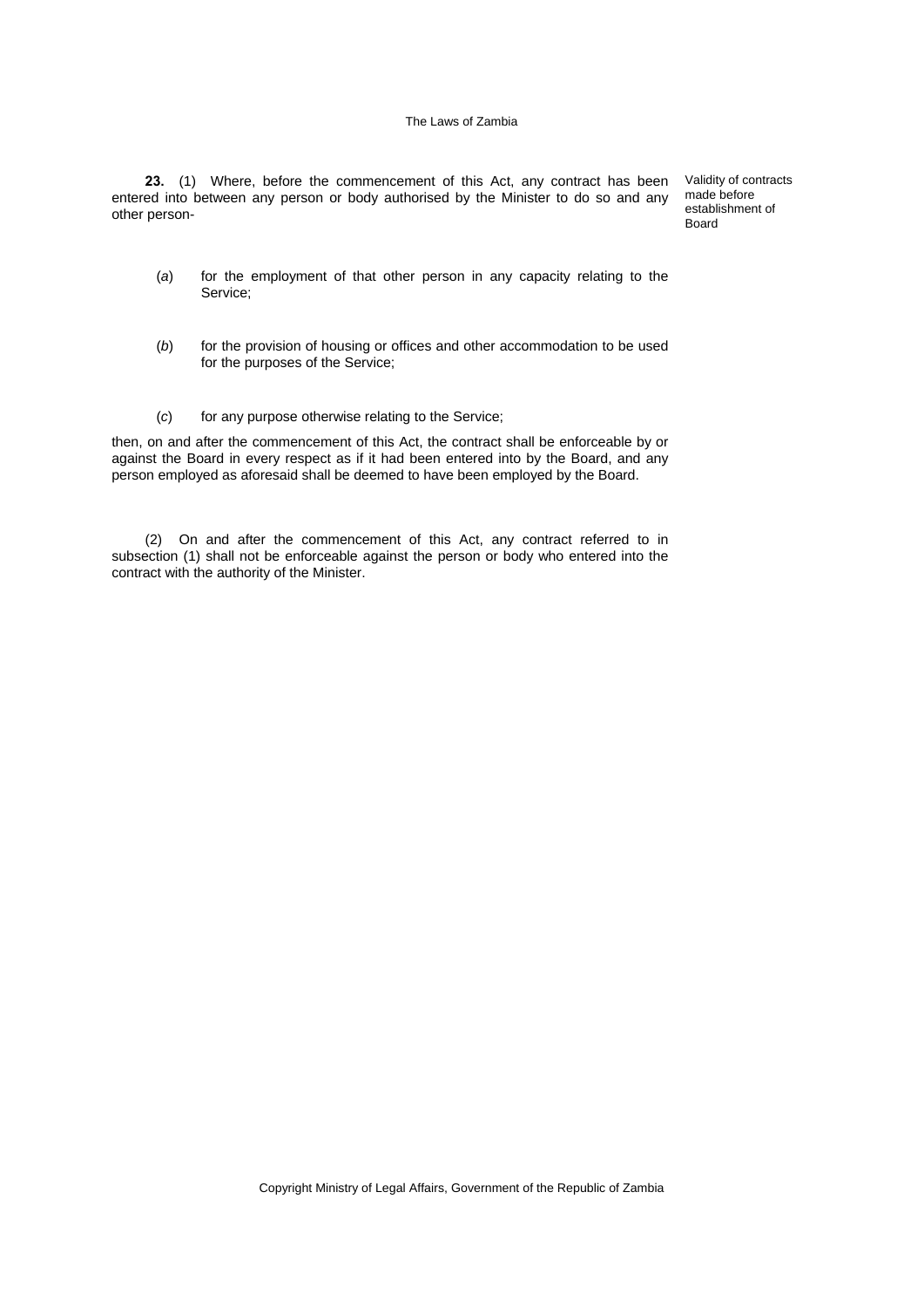**23.** (1) Where, before the commencement of this Act, any contract has been entered into between any person or body authorised by the Minister to do so and any other person-

Validity of contracts made before establishment of Board

(*a*) for the employment of that other person in any capacity relating to the Service;

(*b*) for the provision of housing or offices and other accommodation to be used for the purposes of the Service;

(*c*) for any purpose otherwise relating to the Service;

then, on and after the commencement of this Act, the contract shall be enforceable by or against the Board in every respect as if it had been entered into by the Board, and any person employed as aforesaid shall be deemed to have been employed by the Board.

(2) On and after the commencement of this Act, any contract referred to in subsection (1) shall not be enforceable against the person or body who entered into the contract with the authority of the Minister.